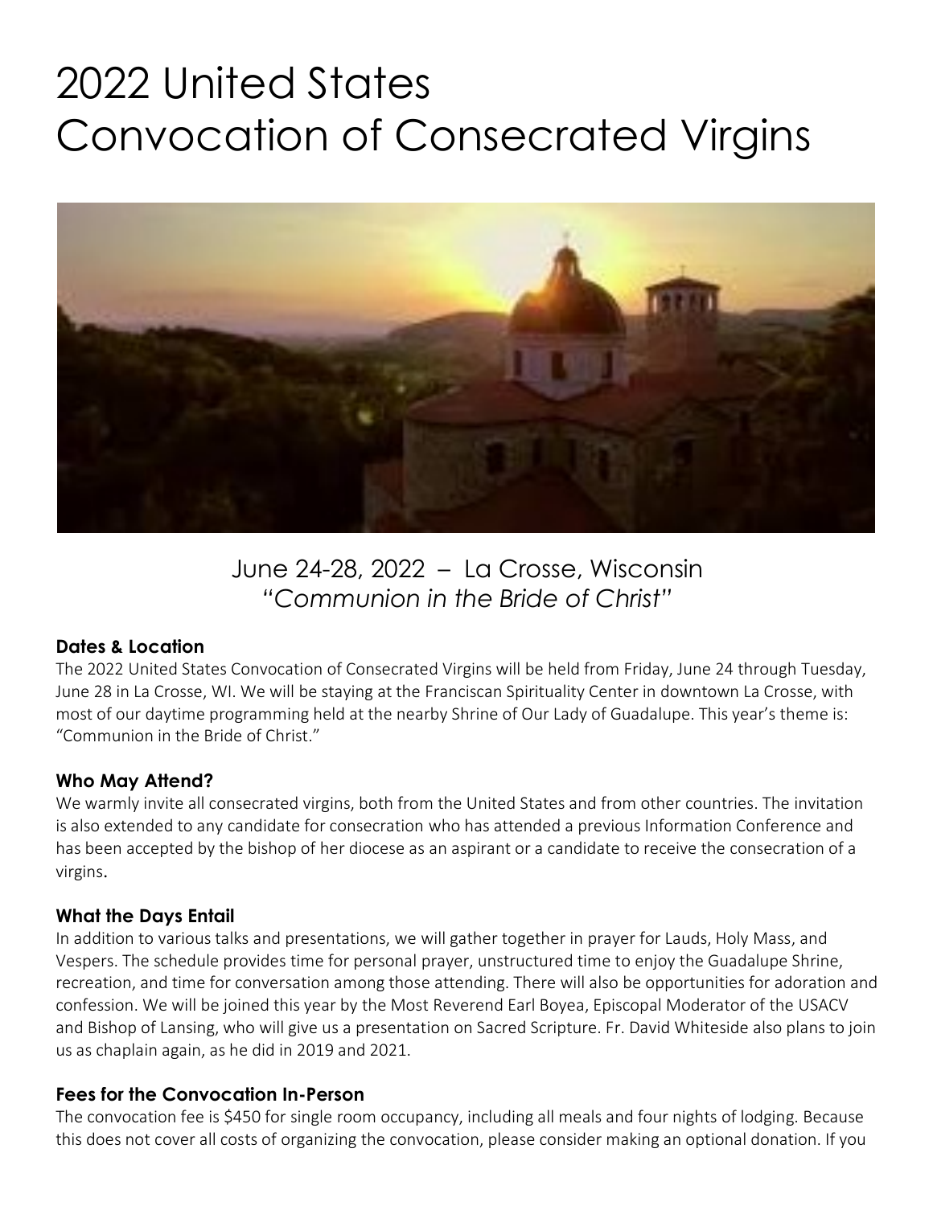# 2022 United States Convocation of Consecrated Virgins

June 24-28, 2022 – La Crosse, Wisconsin
*"Communion in the Bride of Christ"*

### Dates & Location

The 2022 United States Convocation of Consecrated Virgins will be held from Friday, June 24 through Tuesday, June 28 in La Crosse, WI. We will be staying at the Franciscan Spirituality Center in downtown La Crosse, with most of our daytime programming held at the nearby Shrine of Our Lady of Guadalupe. This year's theme is: "Communion in the Bride of Christ."

### Who May Attend?

We warmly invite all consecrated virgins, both from the United States and from other countries. The invitation is also extended to any candidate for consecration who has attended a previous Information Conference and has been accepted by the bishop of her diocese as an aspirant or a candidate to receive the consecration of a virgins.

### What the Days Entail

In addition to various talks and presentations, we will gather together in prayer for Lauds, Holy Mass, and Vespers. The schedule provides time for personal prayer, unstructured time to enjoy the Guadalupe Shrine, recreation, and time for conversation among those attending. There will also be opportunities for adoration and confession. We will be joined this year by the Most Reverend Earl Boyea, Episcopal Moderator of the USACV and Bishop of Lansing, who will give us a presentation on Sacred Scripture. Fr. David Whiteside also plans to join us as chaplain again, as he did in 2019 and 2021.

### Fees for the Convocation In-Person

The convocation fee is $450 for single room occupancy, including all meals and four nights of lodging. Because this does not cover all costs of organizing the convocation, please consider making an optional donation. If you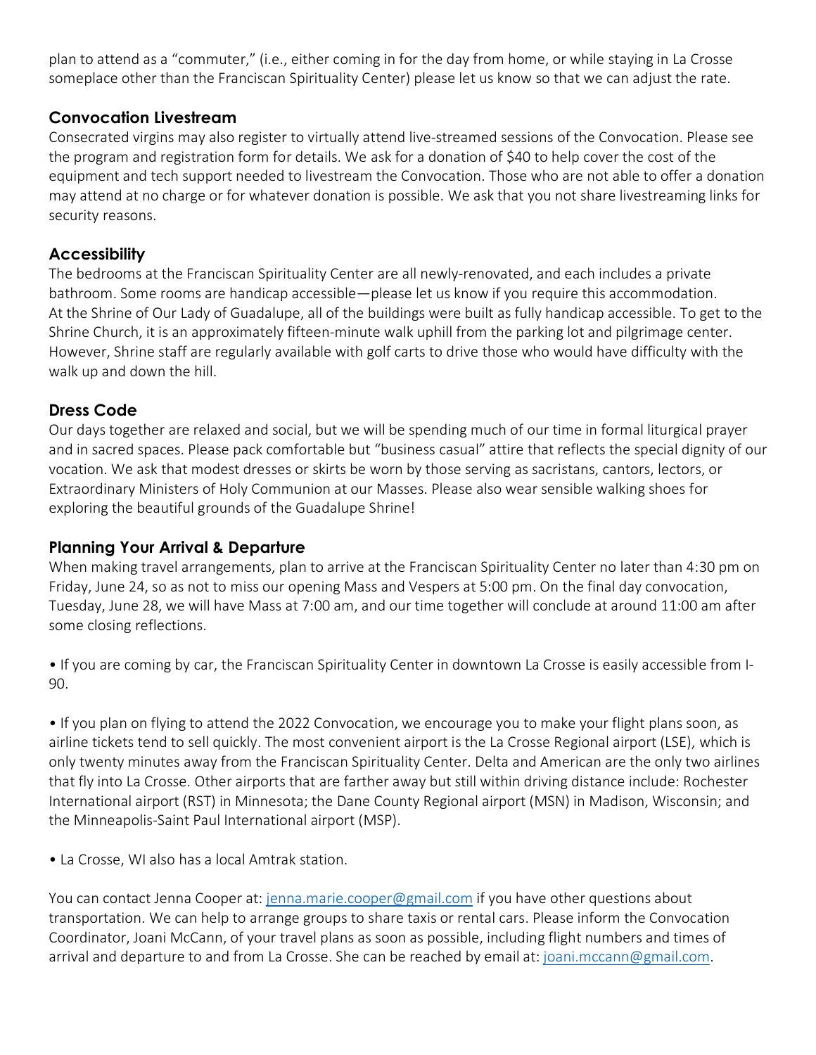plan to attend as a "commuter," (i.e., either coming in for the day from home, or while staying in La Crosse someplace other than the Franciscan Spirituality Center) please let us know so that we can adjust the rate.

### Convocation Livestream

Consecrated virgins may also register to virtually attend live-streamed sessions of the Convocation. Please see the program and registration form for details. We ask for a donation of $40 to help cover the cost of the equipment and tech support needed to livestream the Convocation. Those who are not able to offer a donation may attend at no charge or for whatever donation is possible. We ask that you not share livestreaming links for security reasons.

### Accessibility

The bedrooms at the Franciscan Spirituality Center are all newly-renovated, and each includes a private bathroom. Some rooms are handicap accessible—please let us know if you require this accommodation. At the Shrine of Our Lady of Guadalupe, all of the buildings were built as fully handicap accessible. To get to the Shrine Church, it is an approximately fifteen-minute walk uphill from the parking lot and pilgrimage center. However, Shrine staff are regularly available with golf carts to drive those who would have difficulty with the walk up and down the hill.

### Dress Code

Our days together are relaxed and social, but we will be spending much of our time in formal liturgical prayer and in sacred spaces. Please pack comfortable but "business casual" attire that reflects the special dignity of our vocation. We ask that modest dresses or skirts be worn by those serving as sacristans, cantors, lectors, or Extraordinary Ministers of Holy Communion at our Masses. Please also wear sensible walking shoes for exploring the beautiful grounds of the Guadalupe Shrine!

### Planning Your Arrival & Departure

When making travel arrangements, plan to arrive at the Franciscan Spirituality Center no later than 4:30 pm on Friday, June 24, so as not to miss our opening Mass and Vespers at 5:00 pm. On the final day convocation, Tuesday, June 28, we will have Mass at 7:00 am, and our time together will conclude at around 11:00 am after some closing reflections.

• If you are coming by car, the Franciscan Spirituality Center in downtown La Crosse is easily accessible from I-90.

• If you plan on flying to attend the 2022 Convocation, we encourage you to make your flight plans soon, as airline tickets tend to sell quickly. The most convenient airport is the La Crosse Regional airport (LSE), which is only twenty minutes away from the Franciscan Spirituality Center. Delta and American are the only two airlines that fly into La Crosse. Other airports that are farther away but still within driving distance include: Rochester International airport (RST) in Minnesota; the Dane County Regional airport (MSN) in Madison, Wisconsin; and the Minneapolis-Saint Paul International airport (MSP).

• La Crosse, WI also has a local Amtrak station.

You can contact Jenna Cooper at: jenna.marie.cooper@gmail.com if you have other questions about transportation. We can help to arrange groups to share taxis or rental cars. Please inform the Convocation Coordinator, Joani McCann, of your travel plans as soon as possible, including flight numbers and times of arrival and departure to and from La Crosse. She can be reached by email at: joani.mccann@gmail.com.